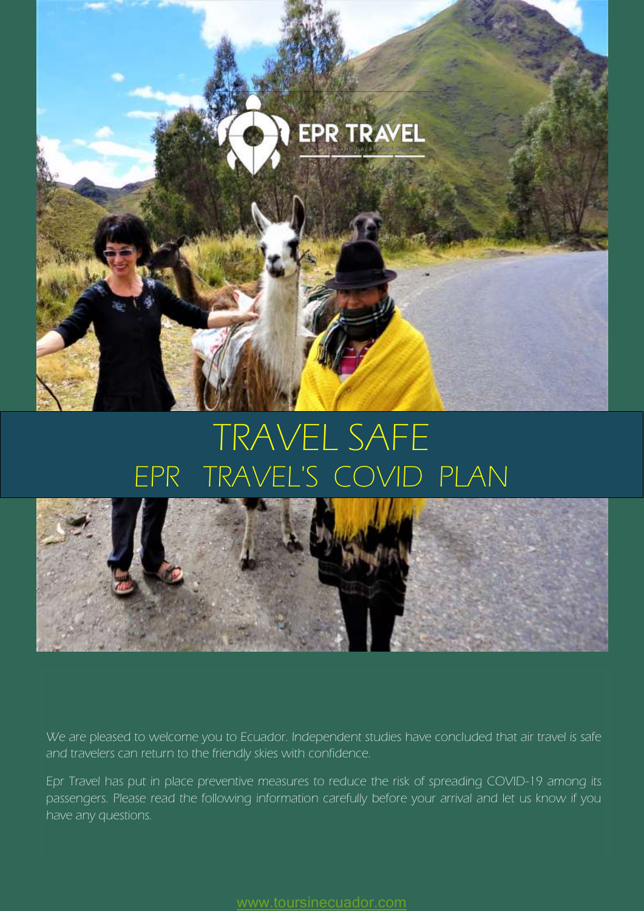# TRAVEL SAFE

## EPR TRAVEL'S COVID PLAN

We are pleased to welcome you to Ecuador. Independent studies have concluded that air travel is safe and travelers can return to the friendly skies with confidence.

Epr Travel has put in place preventive measures to reduce the risk of spreading COVID-19 among its passengers. Please read the following information carefully before your arrival and let us know if you have any questions.

www.toursinecuador.com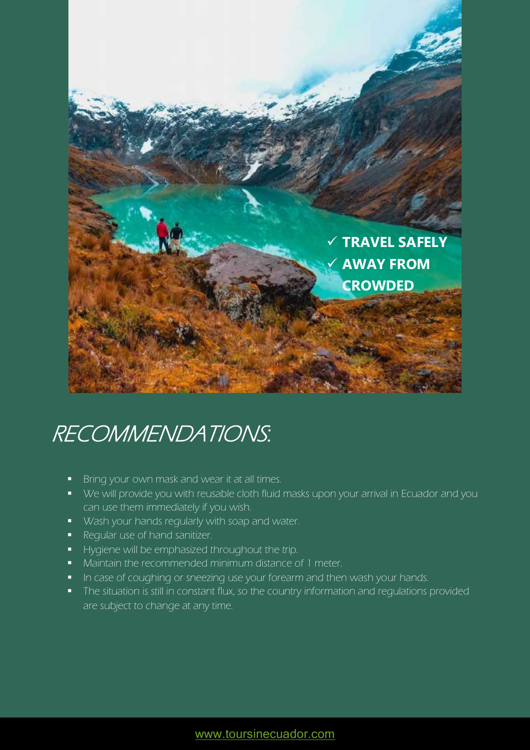✓ **TRAVEL SAFELY**
✓ **AWAY FROM CROWDED**

# RECOMMENDATIONS:

- Bring your own mask and wear it at all times.
- We will provide you with reusable cloth fluid masks upon your arrival in Ecuador and you can use them immediately if you wish.
- Wash your hands regularly with soap and water.
- Regular use of hand sanitizer.
- Hygiene will be emphasized throughout the trip.
- Maintain the recommended minimum distance of 1 meter.
- In case of coughing or sneezing use your forearm and then wash your hands.
- The situation is still in constant flux, so the country information and regulations provided are subject to change at any time.

www.toursinecuador.com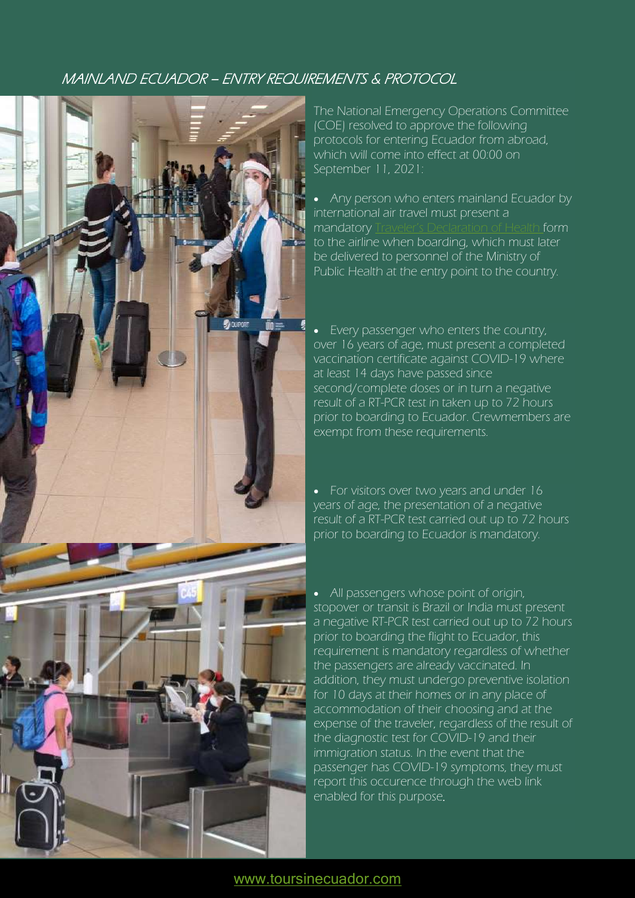## MAINLAND ECUADOR – ENTRY REQUIREMENTS & PROTOCOL

The National Emergency Operations Committee (COE) resolved to approve the following protocols for entering Ecuador from abroad, which will come into effect at 00:00 on September 11, 2021:

- Any person who enters mainland Ecuador by international air travel must present a mandatory Traveler's Declaration of Health form to the airline when boarding, which must later be delivered to personnel of the Ministry of Public Health at the entry point to the country.

- Every passenger who enters the country, over 16 years of age, must present a completed vaccination certificate against COVID-19 where at least 14 days have passed since second/complete doses or in turn a negative result of a RT-PCR test in taken up to 72 hours prior to boarding to Ecuador. Crewmembers are exempt from these requirements.

- For visitors over two years and under 16 years of age, the presentation of a negative result of a RT-PCR test carried out up to 72 hours prior to boarding to Ecuador is mandatory.

- All passengers whose point of origin, stopover or transit is Brazil or India must present a negative RT-PCR test carried out up to 72 hours prior to boarding the flight to Ecuador, this requirement is mandatory regardless of whether the passengers are already vaccinated. In addition, they must undergo preventive isolation for 10 days at their homes or in any place of accommodation of their choosing and at the expense of the traveler, regardless of the result of the diagnostic test for COVID-19 and their immigration status. In the event that the passenger has COVID-19 symptoms, they must report this occurence through the web link enabled for this purpose.

www.toursinecuador.com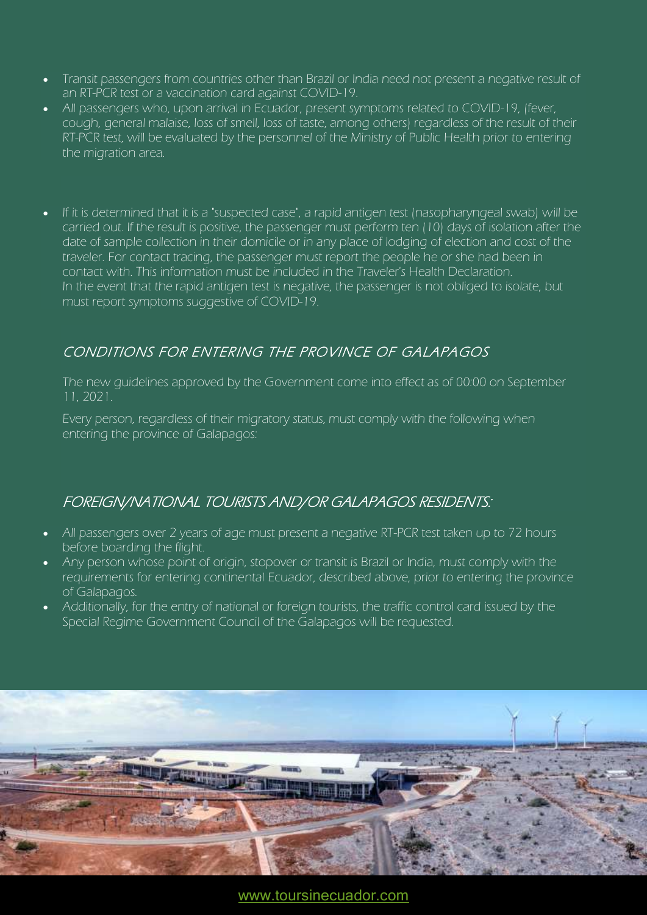- Transit passengers from countries other than Brazil or India need not present a negative result of an RT-PCR test or a vaccination card against COVID-19.
- All passengers who, upon arrival in Ecuador, present symptoms related to COVID-19, (fever, cough, general malaise, loss of smell, loss of taste, among others) regardless of the result of their RT-PCR test, will be evaluated by the personnel of the Ministry of Public Health prior to entering the migration area.

- If it is determined that it is a "suspected case", a rapid antigen test (nasopharyngeal swab) will be carried out. If the result is positive, the passenger must perform ten (10) days of isolation after the date of sample collection in their domicile or in any place of lodging of election and cost of the traveler. For contact tracing, the passenger must report the people he or she had been in contact with. This information must be included in the Traveler's Health Declaration.
  In the event that the rapid antigen test is negative, the passenger is not obliged to isolate, but must report symptoms suggestive of COVID-19.

## CONDITIONS FOR ENTERING THE PROVINCE OF GALAPAGOS

The new guidelines approved by the Government come into effect as of 00:00 on September 11, 2021.

Every person, regardless of their migratory status, must comply with the following when entering the province of Galapagos:

## FOREIGN/NATIONAL TOURISTS AND/OR GALAPAGOS RESIDENTS:

- All passengers over 2 years of age must present a negative RT-PCR test taken up to 72 hours before boarding the flight.
- Any person whose point of origin, stopover or transit is Brazil or India, must comply with the requirements for entering continental Ecuador, described above, prior to entering the province of Galapagos.
- Additionally, for the entry of national or foreign tourists, the traffic control card issued by the Special Regime Government Council of the Galapagos will be requested.

www.toursinecuador.com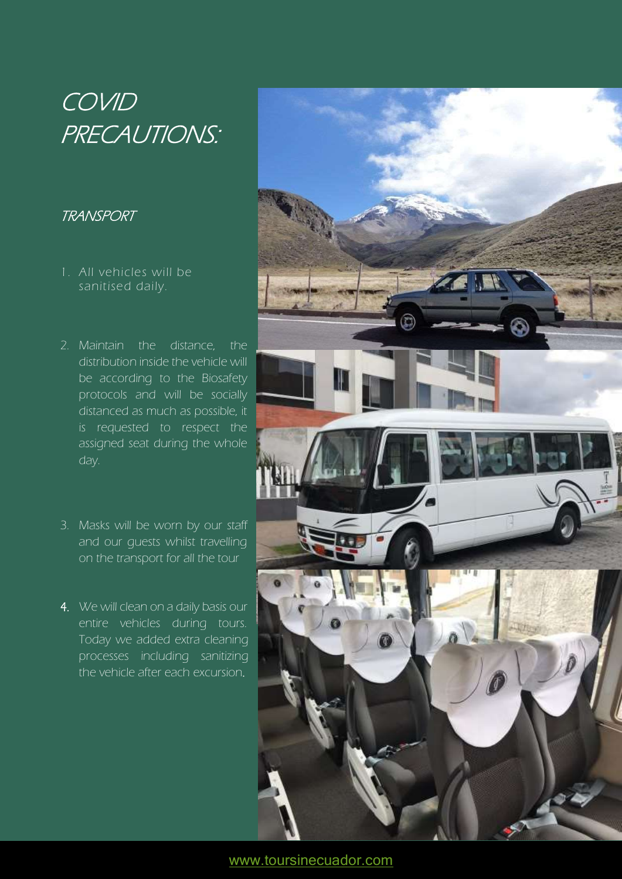# COVID PRECAUTIONS:

## TRANSPORT

1. All vehicles will be sanitised daily.

2. Maintain the distance, the distribution inside the vehicle will be according to the Biosafety protocols and will be socially distanced as much as possible, it is requested to respect the assigned seat during the whole day.

3. Masks will be worn by our staff and our guests whilst travelling on the transport for all the tour

4. We will clean on a daily basis our entire vehicles during tours. Today we added extra cleaning processes including sanitizing the vehicle after each excursion.

www.toursinecuador.com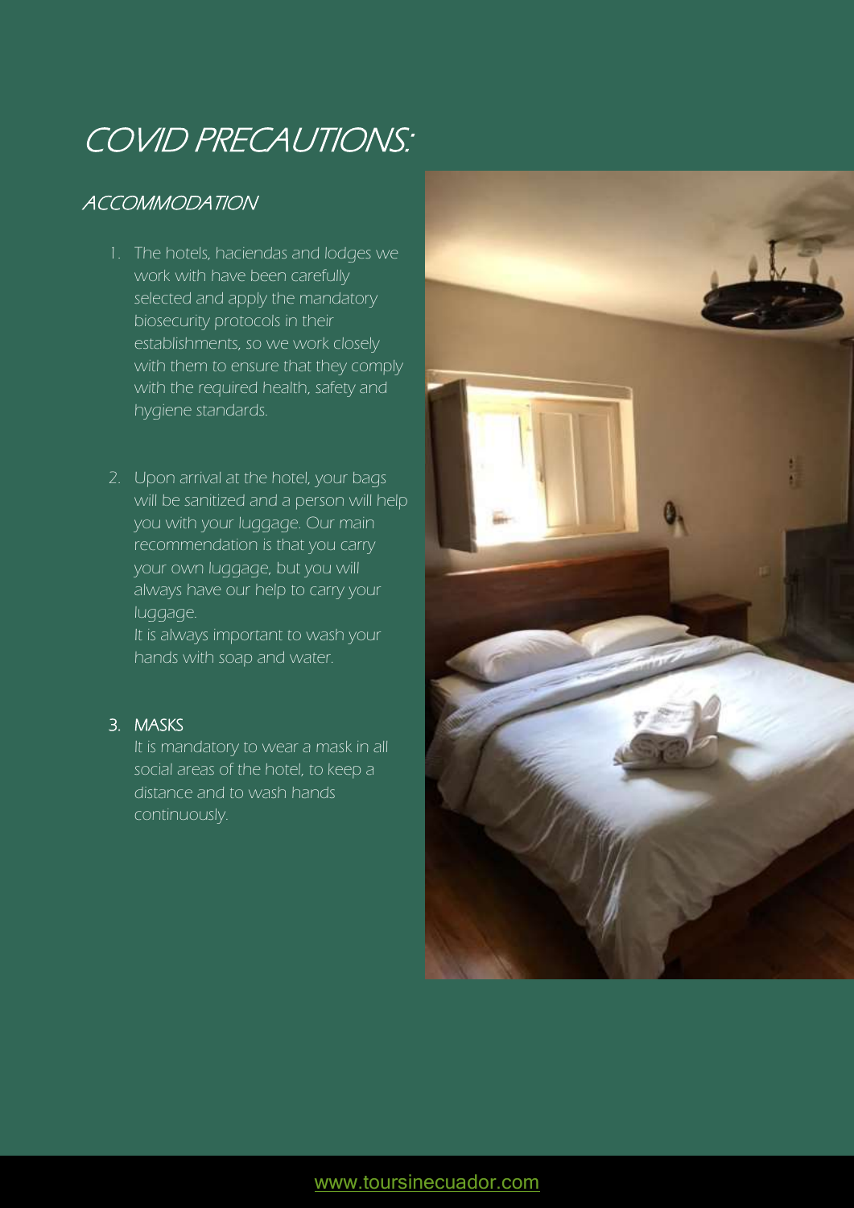# COVID PRECAUTIONS:

## ACCOMMODATION

1. The hotels, haciendas and lodges we work with have been carefully selected and apply the mandatory biosecurity protocols in their establishments, so we work closely with them to ensure that they comply with the required health, safety and hygiene standards.

2. Upon arrival at the hotel, your bags will be sanitized and a person will help you with your luggage. Our main recommendation is that you carry your own luggage, but you will always have our help to carry your luggage.
   It is always important to wash your hands with soap and water.

3. MASKS
   It is mandatory to wear a mask in all social areas of the hotel, to keep a distance and to wash hands continuously.

www.toursinecuador.com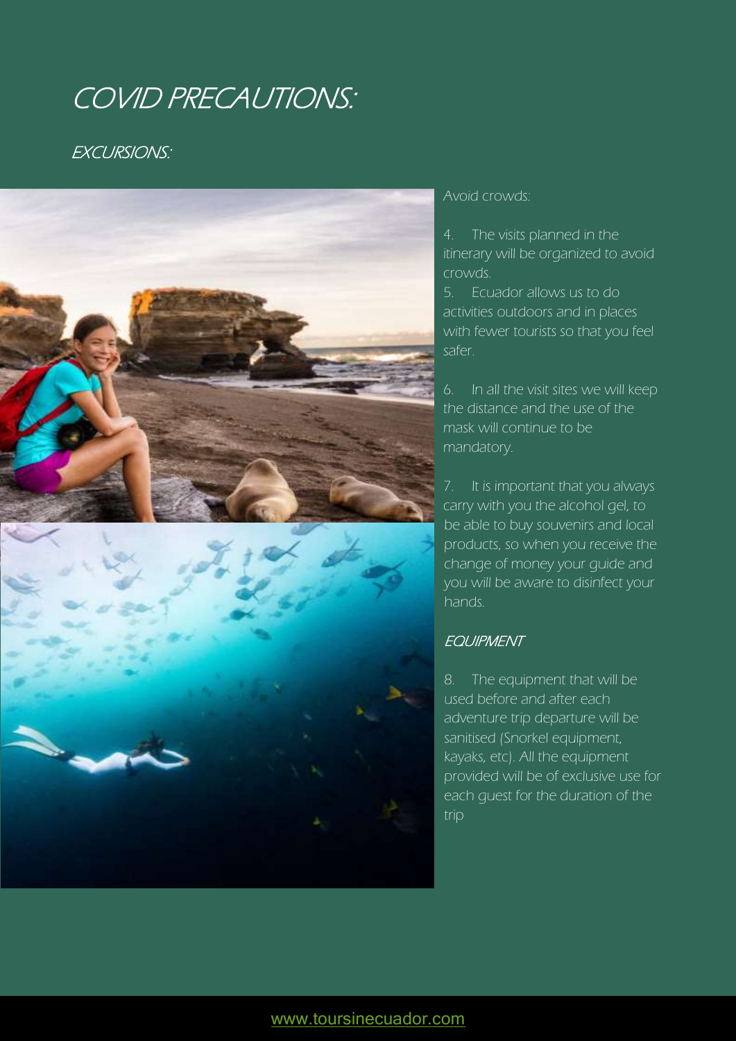# COVID PRECAUTIONS:

## EXCURSIONS:

Avoid crowds:

4. The visits planned in the itinerary will be organized to avoid crowds.
5. Ecuador allows us to do activities outdoors and in places with fewer tourists so that you feel safer.
6. In all the visit sites we will keep the distance and the use of the mask will continue to be mandatory.
7. It is important that you always carry with you the alcohol gel, to be able to buy souvenirs and local products, so when you receive the change of money your guide and you will be aware to disinfect your hands.

### EQUIPMENT

8. The equipment that will be used before and after each adventure trip departure will be sanitised (Snorkel equipment, kayaks, etc). All the equipment provided will be of exclusive use for each guest for the duration of the trip

www.toursinecuador.com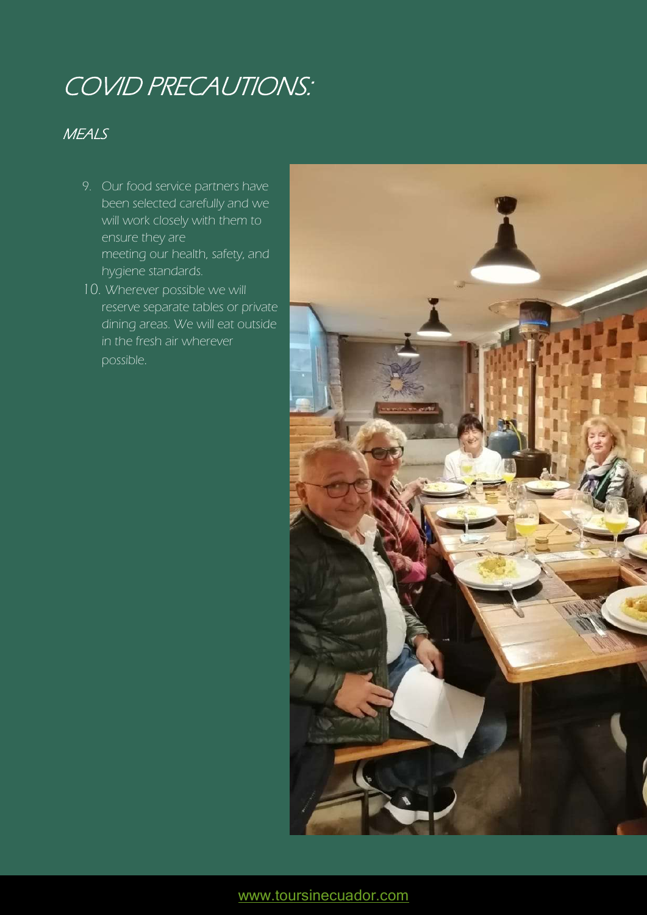# COVID PRECAUTIONS:

## MEALS

9. Our food service partners have been selected carefully and we will work closely with them to ensure they are meeting our health, safety, and hygiene standards.
10. Wherever possible we will reserve separate tables or private dining areas. We will eat outside in the fresh air wherever possible.

www.toursinecuador.com